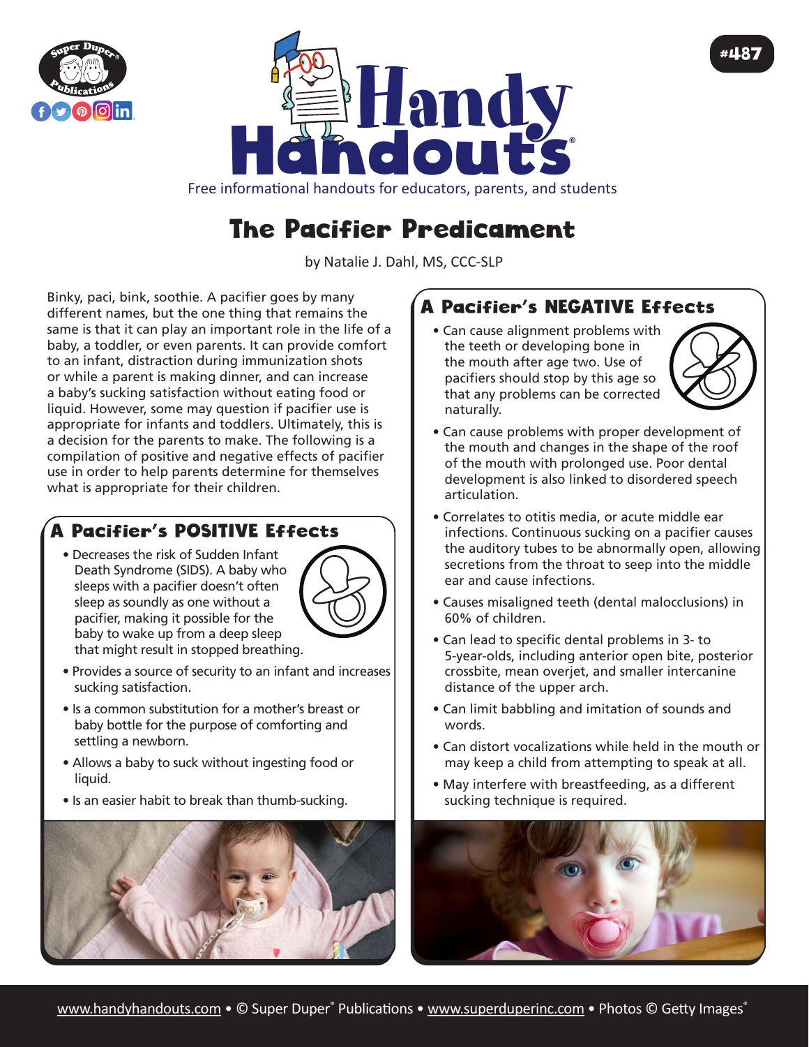# The Pacifier Predicament

by Natalie J. Dahl, MS, CCC-SLP

Binky, paci, bink, soothie. A pacifier goes by many different names, but the one thing that remains the same is that it can play an important role in the life of a baby, a toddler, or even parents. It can provide comfort to an infant, distraction during immunization shots or while a parent is making dinner, and can increase a baby's sucking satisfaction without eating food or liquid. However, some may question if pacifier use is appropriate for infants and toddlers. Ultimately, this is a decision for the parents to make. The following is a compilation of positive and negative effects of pacifier use in order to help parents determine for themselves what is appropriate for their children.

## A Pacifier's POSITIVE Effects

- Decreases the risk of Sudden Infant Death Syndrome (SIDS). A baby who sleeps with a pacifier doesn't often sleep as soundly as one without a pacifier, making it possible for the baby to wake up from a deep sleep that might result in stopped breathing.
- Provides a source of security to an infant and increases sucking satisfaction.
- Is a common substitution for a mother's breast or baby bottle for the purpose of comforting and settling a newborn.
- Allows a baby to suck without ingesting food or liquid.
- Is an easier habit to break than thumb-sucking.

## A Pacifier's NEGATIVE Effects

- Can cause alignment problems with the teeth or developing bone in the mouth after age two. Use of pacifiers should stop by this age so that any problems can be corrected naturally.
- Can cause problems with proper development of the mouth and changes in the shape of the roof of the mouth with prolonged use. Poor dental development is also linked to disordered speech articulation.
- Correlates to otitis media, or acute middle ear infections. Continuous sucking on a pacifier causes the auditory tubes to be abnormally open, allowing secretions from the throat to seep into the middle ear and cause infections.
- Causes misaligned teeth (dental malocclusions) in 60% of children.
- Can lead to specific dental problems in 3- to 5-year-olds, including anterior open bite, posterior crossbite, mean overjet, and smaller intercanine distance of the upper arch.
- Can limit babbling and imitation of sounds and words.
- Can distort vocalizations while held in the mouth or may keep a child from attempting to speak at all.
- May interfere with breastfeeding, as a different sucking technique is required.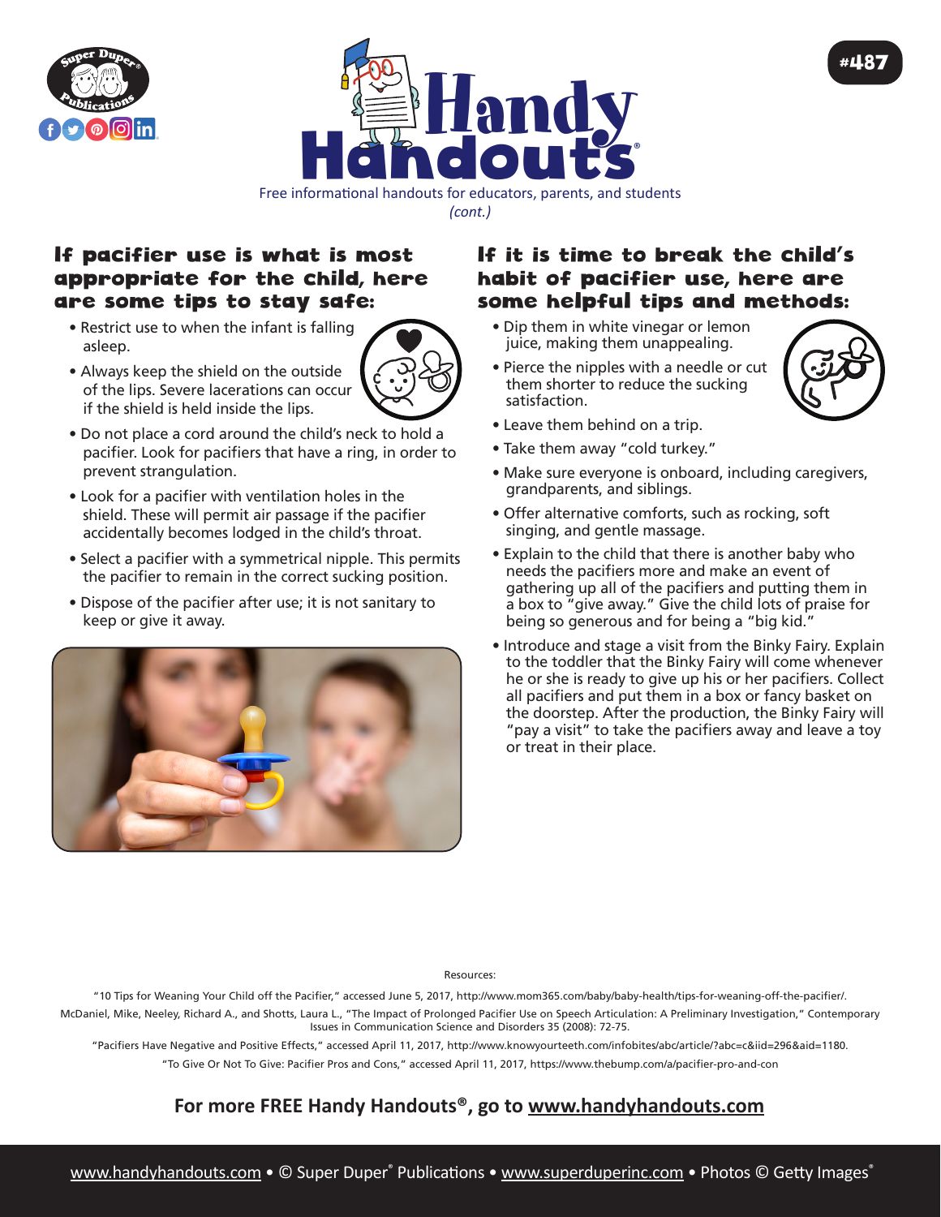*(cont.)*

## If pacifier use is what is most appropriate for the child, here are some tips to stay safe:

- Restrict use to when the infant is falling asleep.
- Always keep the shield on the outside of the lips. Severe lacerations can occur if the shield is held inside the lips.
- Do not place a cord around the child's neck to hold a pacifier. Look for pacifiers that have a ring, in order to prevent strangulation.
- Look for a pacifier with ventilation holes in the shield. These will permit air passage if the pacifier accidentally becomes lodged in the child's throat.
- Select a pacifier with a symmetrical nipple. This permits the pacifier to remain in the correct sucking position.
- Dispose of the pacifier after use; it is not sanitary to keep or give it away.

## If it is time to break the child's habit of pacifier use, here are some helpful tips and methods:

- Dip them in white vinegar or lemon juice, making them unappealing.
- Pierce the nipples with a needle or cut them shorter to reduce the sucking satisfaction.
- Leave them behind on a trip.
- Take them away "cold turkey."
- Make sure everyone is onboard, including caregivers, grandparents, and siblings.
- Offer alternative comforts, such as rocking, soft singing, and gentle massage.
- Explain to the child that there is another baby who needs the pacifiers more and make an event of gathering up all of the pacifiers and putting them in a box to "give away." Give the child lots of praise for being so generous and for being a "big kid."
- Introduce and stage a visit from the Binky Fairy. Explain to the toddler that the Binky Fairy will come whenever he or she is ready to give up his or her pacifiers. Collect all pacifiers and put them in a box or fancy basket on the doorstep. After the production, the Binky Fairy will "pay a visit" to take the pacifiers away and leave a toy or treat in their place.

Resources:

"10 Tips for Weaning Your Child off the Pacifier," accessed June 5, 2017, http://www.mom365.com/baby/baby-health/tips-for-weaning-off-the-pacifier/.

McDaniel, Mike, Neeley, Richard A., and Shotts, Laura L., "The Impact of Prolonged Pacifier Use on Speech Articulation: A Preliminary Investigation," Contemporary Issues in Communication Science and Disorders 35 (2008): 72-75.

"Pacifiers Have Negative and Positive Effects," accessed April 11, 2017, http://www.knowyourteeth.com/infobites/abc/article/?abc=c&iid=296&aid=1180.

"To Give Or Not To Give: Pacifier Pros and Cons," accessed April 11, 2017, https://www.thebump.com/a/pacifier-pro-and-con

**For more FREE Handy Handouts®, go to www.handyhandouts.com**